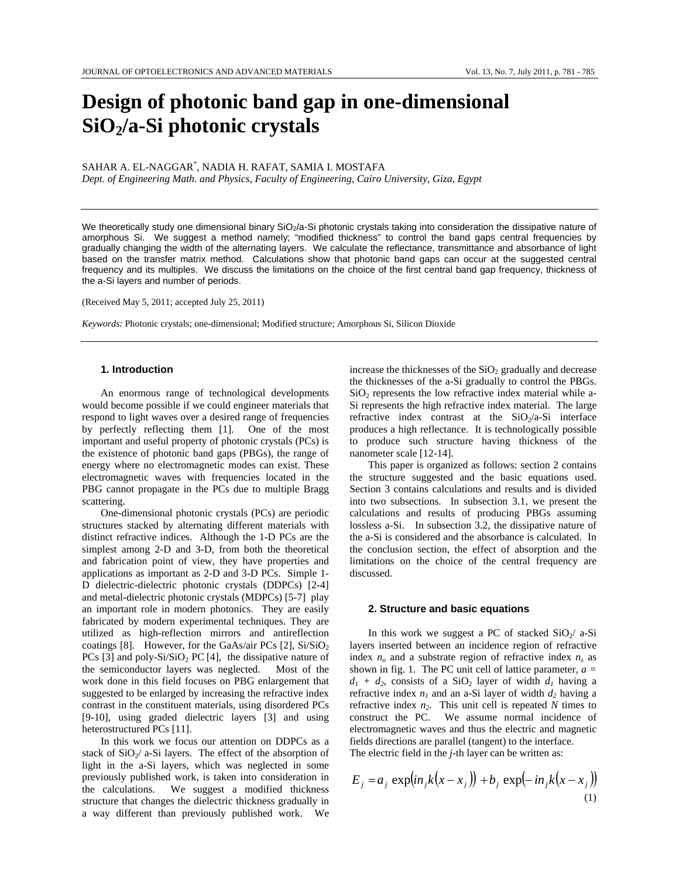# Design of photonic band gap in one-dimensional $SiO_2$/a-Si photonic crystals

SAHAR A. EL-NAGGAR[*], NADIA H. RAFAT, SAMIA I. MOSTAFA

*Dept. of Engineering Math. and Physics, Faculty of Engineering, Cairo University, Giza, Egypt*

We theoretically study one dimensional binary $SiO_2$/a-Si photonic crystals taking into consideration the dissipative nature of amorphous Si. We suggest a method namely; "modified thickness" to control the band gaps central frequencies by gradually changing the width of the alternating layers. We calculate the reflectance, transmittance and absorbance of light based on the transfer matrix method. Calculations show that photonic band gaps can occur at the suggested central frequency and its multiples. We discuss the limitations on the choice of the first central band gap frequency, thickness of the a-Si layers and number of periods.

(Received May 5, 2011; accepted July 25, 2011)

*Keywords:* Photonic crystals; one-dimensional; Modified structure; Amorphous Si, Silicon Dioxide

## 1. Introduction

An enormous range of technological developments would become possible if we could engineer materials that respond to light waves over a desired range of frequencies by perfectly reflecting them [1]. One of the most important and useful property of photonic crystals (PCs) is the existence of photonic band gaps (PBGs), the range of energy where no electromagnetic modes can exist. These electromagnetic waves with frequencies located in the PBG cannot propagate in the PCs due to multiple Bragg scattering.

One-dimensional photonic crystals (PCs) are periodic structures stacked by alternating different materials with distinct refractive indices. Although the 1-D PCs are the simplest among 2-D and 3-D, from both the theoretical and fabrication point of view, they have properties and applications as important as 2-D and 3-D PCs. Simple 1-D dielectric-dielectric photonic crystals (DDPCs) [2-4] and metal-dielectric photonic crystals (MDPCs) [5-7] play an important role in modern photonics. They are easily fabricated by modern experimental techniques. They are utilized as high-reflection mirrors and antireflection coatings [8]. However, for the GaAs/air PCs [2], Si/$SiO_2$ PCs [3] and poly-Si/$SiO_2$ PC [4], the dissipative nature of the semiconductor layers was neglected. Most of the work done in this field focuses on PBG enlargement that suggested to be enlarged by increasing the refractive index contrast in the constituent materials, using disordered PCs [9-10], using graded dielectric layers [3] and using heterostructured PCs [11].

In this work we focus our attention on DDPCs as a stack of $SiO_2$/ a-Si layers. The effect of the absorption of light in the a-Si layers, which was neglected in some previously published work, is taken into consideration in the calculations. We suggest a modified thickness structure that changes the dielectric thickness gradually in a way different than previously published work. We increase the thicknesses of the $SiO_2$ gradually and decrease the thicknesses of the a-Si gradually to control the PBGs. $SiO_2$ represents the low refractive index material while a-Si represents the high refractive index material. The large refractive index contrast at the $SiO_2$/a-Si interface produces a high reflectance. It is technologically possible to produce such structure having thickness of the nanometer scale [12-14].

This paper is organized as follows: section 2 contains the structure suggested and the basic equations used. Section 3 contains calculations and results and is divided into two subsections. In subsection 3.1, we present the calculations and results of producing PBGs assuming lossless a-Si. In subsection 3.2, the dissipative nature of the a-Si is considered and the absorbance is calculated. In the conclusion section, the effect of absorption and the limitations on the choice of the central frequency are discussed.

## 2. Structure and basic equations

In this work we suggest a PC of stacked $SiO_2$/ a-Si layers inserted between an incidence region of refractive index $n_o$ and a substrate region of refractive index $n_s$ as shown in fig. 1. The PC unit cell of lattice parameter, $a = d_1 + d_2$, consists of a $SiO_2$ layer of width $d_1$ having a refractive index $n_1$ and an a-Si layer of width $d_2$ having a refractive index $n_2$. This unit cell is repeated $N$ times to construct the PC. We assume normal incidence of electromagnetic waves and thus the electric and magnetic fields directions are parallel (tangent) to the interface.

The electric field in the $j$-th layer can be written as:

$$E_j = a_j \exp\left(in_j k\left(x - x_j\right)\right) + b_j \exp\left(-in_j k\left(x - x_j\right)\right) \tag{1}$$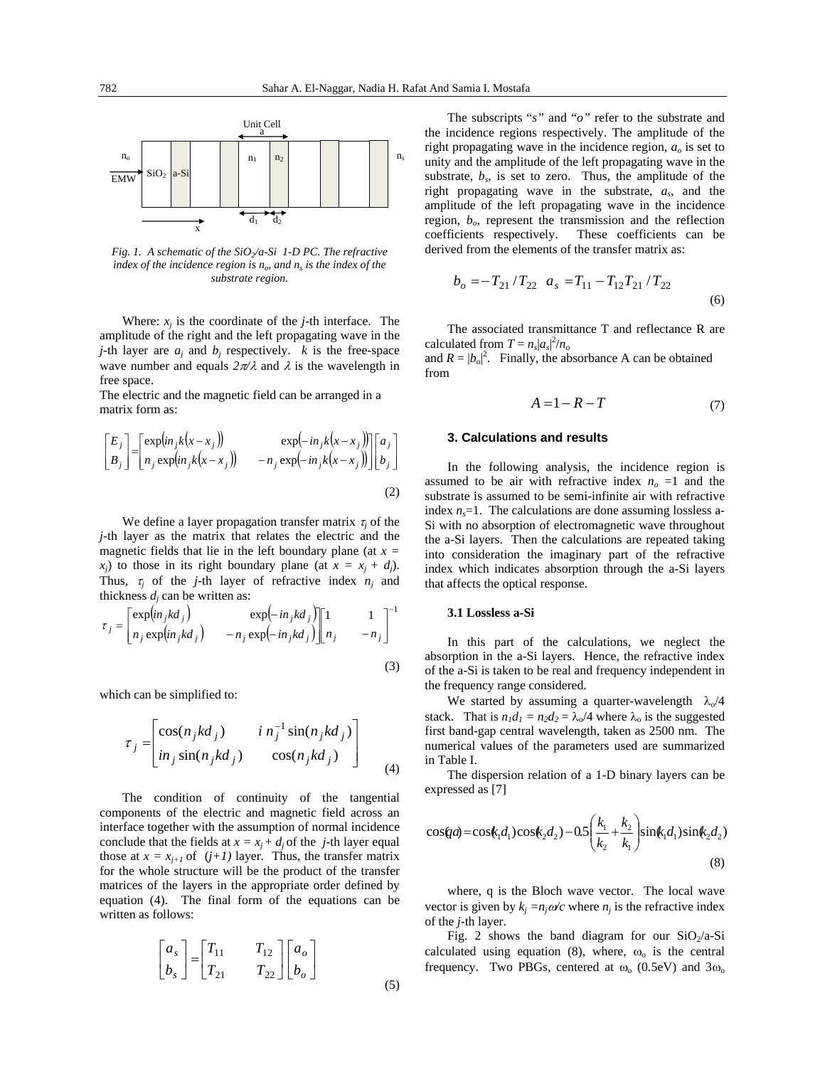Fig. 1. A schematic of the $SiO_2$/a-Si 1-D PC. The refractive index of the incidence region is $n_o$, and $n_s$ is the index of the substrate region.

Where: $x_j$ is the coordinate of the $j$-th interface. The amplitude of the right and the left propagating wave in the $j$-th layer are $a_j$ and $b_j$ respectively. $k$ is the free-space wave number and equals $2\pi/\lambda$ and $\lambda$ is the wavelength in free space.

The electric and the magnetic field can be arranged in a matrix form as:

$$\begin{bmatrix} E_j \\ B_j \end{bmatrix} = \begin{bmatrix} \exp(in_j k(x-x_j)) & \exp(-in_j k(x-x_j)) \\ n_j \exp(in_j k(x-x_j)) & -n_j \exp(-in_j k(x-x_j)) \end{bmatrix} \begin{bmatrix} a_j \\ b_j \end{bmatrix} \tag{2}$$

We define a layer propagation transfer matrix $\tau_j$ of the $j$-th layer as the matrix that relates the electric and the magnetic fields that lie in the left boundary plane (at $x = x_j$) to those in its right boundary plane (at $x = x_j + d_j$). Thus, $\tau_j$ of the $j$-th layer of refractive index $n_j$ and thickness $d_j$ can be written as:

$$\tau_j = \begin{bmatrix} \exp(in_j kd_j) & \exp(-in_j kd_j) \\ n_j \exp(in_j kd_j) & -n_j \exp(-in_j kd_j) \end{bmatrix} \begin{bmatrix} 1 & 1 \\ n_j & -n_j \end{bmatrix}^{-1} \tag{3}$$

which can be simplified to:

$$\tau_j = \begin{bmatrix} \cos(n_j kd_j) & i\, n_j^{-1} \sin(n_j kd_j) \\ in_j \sin(n_j kd_j) & \cos(n_j kd_j) \end{bmatrix} \tag{4}$$

The condition of continuity of the tangential components of the electric and magnetic field across an interface together with the assumption of normal incidence conclude that the fields at $x = x_j + d_j$ of the $j$-th layer equal those at $x = x_{j+1}$ of $(j+1)$ layer. Thus, the transfer matrix for the whole structure will be the product of the transfer matrices of the layers in the appropriate order defined by equation (4). The final form of the equations can be written as follows:

$$\begin{bmatrix} a_s \\ b_s \end{bmatrix} = \begin{bmatrix} T_{11} & T_{12} \\ T_{21} & T_{22} \end{bmatrix} \begin{bmatrix} a_o \\ b_o \end{bmatrix} \tag{5}$$

The subscripts "$s$" and "$o$" refer to the substrate and the incidence regions respectively. The amplitude of the right propagating wave in the incidence region, $a_o$ is set to unity and the amplitude of the left propagating wave in the substrate, $b_s$, is set to zero. Thus, the amplitude of the right propagating wave in the substrate, $a_s$, and the amplitude of the left propagating wave in the incidence region, $b_o$, represent the transmission and the reflection coefficients respectively. These coefficients can be derived from the elements of the transfer matrix as:

$$b_o = -T_{21}/T_{22} \quad a_s = T_{11} - T_{12}T_{21}/T_{22} \tag{6}$$

The associated transmittance T and reflectance R are calculated from $T = n_s|a_s|^2/n_o$ and $R = |b_o|^2$. Finally, the absorbance A can be obtained from

$$A = 1 - R - T \tag{7}$$

## 3. Calculations and results

In the following analysis, the incidence region is assumed to be air with refractive index $n_o = 1$ and the substrate is assumed to be semi-infinite air with refractive index $n_s = 1$. The calculations are done assuming lossless a-Si with no absorption of electromagnetic wave throughout the a-Si layers. Then the calculations are repeated taking into consideration the imaginary part of the refractive index which indicates absorption through the a-Si layers that affects the optical response.

### 3.1 Lossless a-Si

In this part of the calculations, we neglect the absorption in the a-Si layers. Hence, the refractive index of the a-Si is taken to be real and frequency independent in the frequency range considered.

We started by assuming a quarter-wavelength $\lambda_o/4$ stack. That is $n_1d_1 = n_2d_2 = \lambda_o/4$ where $\lambda_o$ is the suggested first band-gap central wavelength, taken as 2500 nm. The numerical values of the parameters used are summarized in Table I.

The dispersion relation of a 1-D binary layers can be expressed as [7]

$$\cos(qa) = \cos(k_1 d_1)\cos(k_2 d_2) - 0.5\left(\frac{k_1}{k_2} + \frac{k_2}{k_1}\right)\sin(k_1 d_1)\sin(k_2 d_2) \tag{8}$$

where, q is the Bloch wave vector. The local wave vector is given by $k_j = n_j\omega/c$ where $n_j$ is the refractive index of the $j$-th layer.

Fig. 2 shows the band diagram for our $SiO_2$/a-Si calculated using equation (8), where, $\omega_o$ is the central frequency. Two PBGs, centered at $\omega_o$ (0.5eV) and $3\omega_o$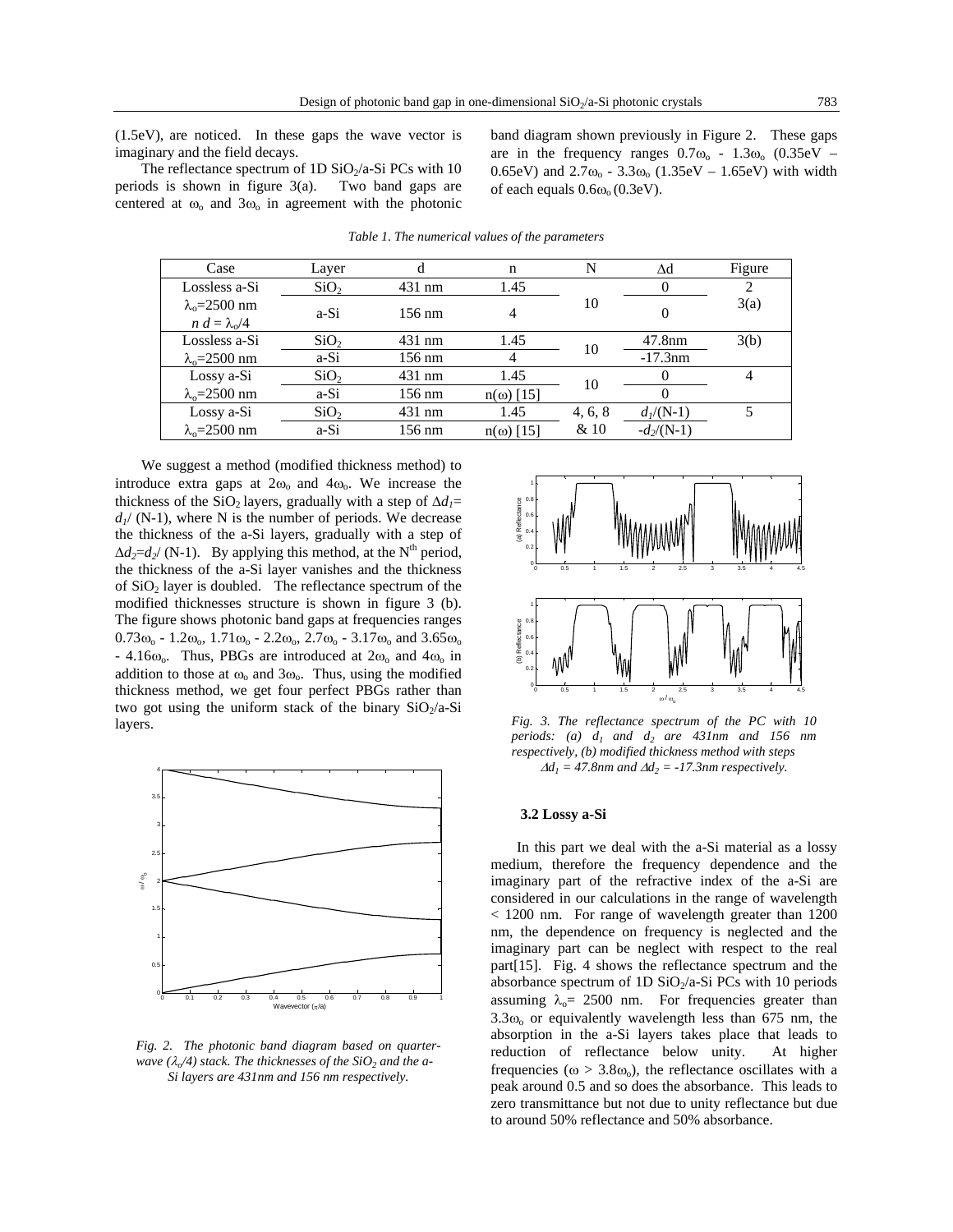(1.5eV), are noticed. In these gaps the wave vector is imaginary and the field decays.

The reflectance spectrum of 1D $SiO_2$/a-Si PCs with 10 periods is shown in figure 3(a). Two band gaps are centered at $\omega_o$ and $3\omega_o$ in agreement with the photonic band diagram shown previously in Figure 2. These gaps are in the frequency ranges $0.7\omega_o$ - $1.3\omega_o$ (0.35eV – 0.65eV) and $2.7\omega_o$ - $3.3\omega_o$ (1.35eV – 1.65eV) with width of each equals $0.6\omega_o$ (0.3eV).

*Table 1. The numerical values of the parameters*

| Case | Layer | d | n | N | $\Delta$d | Figure |
|---|---|---|---|---|---|---|
| Lossless a-Si | $SiO_2$ | 431 nm | 1.45 | 10 | 0 | 2 |
| $\lambda_o$=2500 nm, $n\,d = \lambda_o/4$ | a-Si | 156 nm | 4 | | 0 | 3(a) |
| Lossless a-Si | $SiO_2$ | 431 nm | 1.45 | 10 | 47.8nm | 3(b) |
| $\lambda_o$=2500 nm | a-Si | 156 nm | 4 | | -17.3nm | |
| Lossy a-Si | $SiO_2$ | 431 nm | 1.45 | 10 | 0 | 4 |
| $\lambda_o$=2500 nm | a-Si | 156 nm | n(ω) [15] | | 0 | |
| Lossy a-Si | $SiO_2$ | 431 nm | 1.45 | 4, 6, 8 & 10 | $d_1$/(N-1) | 5 |
| $\lambda_o$=2500 nm | a-Si | 156 nm | n(ω) [15] | | $-d_2$/(N-1) | |

We suggest a method (modified thickness method) to introduce extra gaps at $2\omega_o$ and $4\omega_o$. We increase the thickness of the $SiO_2$ layers, gradually with a step of $\Delta d_1 = d_1/(N-1)$, where N is the number of periods. We decrease the thickness of the a-Si layers, gradually with a step of $\Delta d_2 = d_2/(N-1)$. By applying this method, at the N$^{th}$ period, the thickness of the a-Si layer vanishes and the thickness of $SiO_2$ layer is doubled. The reflectance spectrum of the modified thicknesses structure is shown in figure 3 (b). The figure shows photonic band gaps at frequencies ranges $0.73\omega_o$ - $1.2\omega_o$, $1.71\omega_o$ - $2.2\omega_o$, $2.7\omega_o$ - $3.17\omega_o$ and $3.65\omega_o$ - $4.16\omega_o$. Thus, PBGs are introduced at $2\omega_o$ and $4\omega_o$ in addition to those at $\omega_o$ and $3\omega_o$. Thus, using the modified thickness method, we get four perfect PBGs rather than two got using the uniform stack of the binary $SiO_2$/a-Si layers.

*Fig. 2. The photonic band diagram based on quarter-wave ($\lambda_o/4$) stack. The thicknesses of the $SiO_2$ and the a-Si layers are 431nm and 156 nm respectively.*

*Fig. 3. The reflectance spectrum of the PC with 10 periods: (a) $d_1$ and $d_2$ are 431nm and 156 nm respectively, (b) modified thickness method with steps $\Delta d_1$ = 47.8nm and $\Delta d_2$ = -17.3nm respectively.*

### 3.2 Lossy a-Si

In this part we deal with the a-Si material as a lossy medium, therefore the frequency dependence and the imaginary part of the refractive index of the a-Si are considered in our calculations in the range of wavelength < 1200 nm. For range of wavelength greater than 1200 nm, the dependence on frequency is neglected and the imaginary part can be neglect with respect to the real part[15]. Fig. 4 shows the reflectance spectrum and the absorbance spectrum of 1D $SiO_2$/a-Si PCs with 10 periods assuming $\lambda_o$= 2500 nm. For frequencies greater than $3.3\omega_o$ or equivalently wavelength less than 675 nm, the absorption in the a-Si layers takes place that leads to reduction of reflectance below unity. At higher frequencies ($\omega > 3.8\omega_o$), the reflectance oscillates with a peak around 0.5 and so does the absorbance. This leads to zero transmittance but not due to unity reflectance but due to around 50% reflectance and 50% absorbance.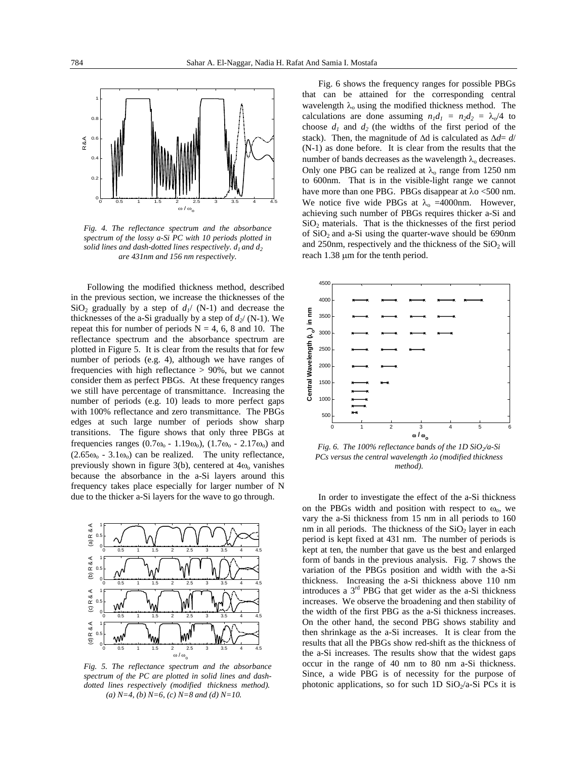*Fig. 4. The reflectance spectrum and the absorbance spectrum of the lossy a-Si PC with 10 periods plotted in solid lines and dash-dotted lines respectively. $d_1$ and $d_2$ are 431nm and 156 nm respectively.*

Following the modified thickness method, described in the previous section, we increase the thicknesses of the $SiO_2$ gradually by a step of $d_1/(N-1)$ and decrease the thicknesses of the a-Si gradually by a step of $d_2/(N-1)$. We repeat this for number of periods N = 4, 6, 8 and 10. The reflectance spectrum and the absorbance spectrum are plotted in Figure 5. It is clear from the results that for few number of periods (e.g. 4), although we have ranges of frequencies with high reflectance > 90%, but we cannot consider them as perfect PBGs. At these frequency ranges we still have percentage of transmittance. Increasing the number of periods (e.g. 10) leads to more perfect gaps with 100% reflectance and zero transmittance. The PBGs edges at such large number of periods show sharp transitions. The figure shows that only three PBGs at frequencies ranges ($0.7\omega_o$ - $1.19\omega_o$), ($1.7\omega_o$ - $2.17\omega_o$) and ($2.65\omega_o$ - $3.1\omega_o$) can be realized. The unity reflectance, previously shown in figure 3(b), centered at $4\omega_o$ vanishes because the absorbance in the a-Si layers around this frequency takes place especially for larger number of N due to the thicker a-Si layers for the wave to go through.

*Fig. 5. The reflectance spectrum and the absorbance spectrum of the PC are plotted in solid lines and dash-dotted lines respectively (modified thickness method). (a) N=4, (b) N=6, (c) N=8 and (d) N=10.*

Fig. 6 shows the frequency ranges for possible PBGs that can be attained for the corresponding central wavelength $\lambda_o$ using the modified thickness method. The calculations are done assuming $n_1d_1 = n_2d_2 = \lambda_o/4$ to choose $d_1$ and $d_2$ (the widths of the first period of the stack). Then, the magnitude of $\Delta d$ is calculated as $\Delta d = d/(N-1)$ as done before. It is clear from the results that the number of bands decreases as the wavelength $\lambda_o$ decreases. Only one PBG can be realized at $\lambda_o$ range from 1250 nm to 600nm. That is in the visible-light range we cannot have more than one PBG. PBGs disappear at $\lambda o$ <500 nm. We notice five wide PBGs at $\lambda_o$ =4000nm. However, achieving such number of PBGs requires thicker a-Si and $SiO_2$ materials. That is the thicknesses of the first period of $SiO_2$ and a-Si using the quarter-wave should be 690nm and 250nm, respectively and the thickness of the $SiO_2$ will reach 1.38 μm for the tenth period.

*Fig. 6. The 100% reflectance bands of the 1D $SiO_2$/a-Si PCs versus the central wavelength $\lambda o$ (modified thickness method).*

In order to investigate the effect of the a-Si thickness on the PBGs width and position with respect to $\omega_o$, we vary the a-Si thickness from 15 nm in all periods to 160 nm in all periods. The thickness of the $SiO_2$ layer in each period is kept fixed at 431 nm. The number of periods is kept at ten, the number that gave us the best and enlarged form of bands in the previous analysis. Fig. 7 shows the variation of the PBGs position and width with the a-Si thickness. Increasing the a-Si thickness above 110 nm introduces a 3rd PBG that get wider as the a-Si thickness increases. We observe the broadening and then stability of the width of the first PBG as the a-Si thickness increases. On the other hand, the second PBG shows stability and then shrinkage as the a-Si increases. It is clear from the results that all the PBGs show red-shift as the thickness of the a-Si increases. The results show that the widest gaps occur in the range of 40 nm to 80 nm a-Si thickness. Since, a wide PBG is of necessity for the purpose of photonic applications, so for such 1D $SiO_2$/a-Si PCs it is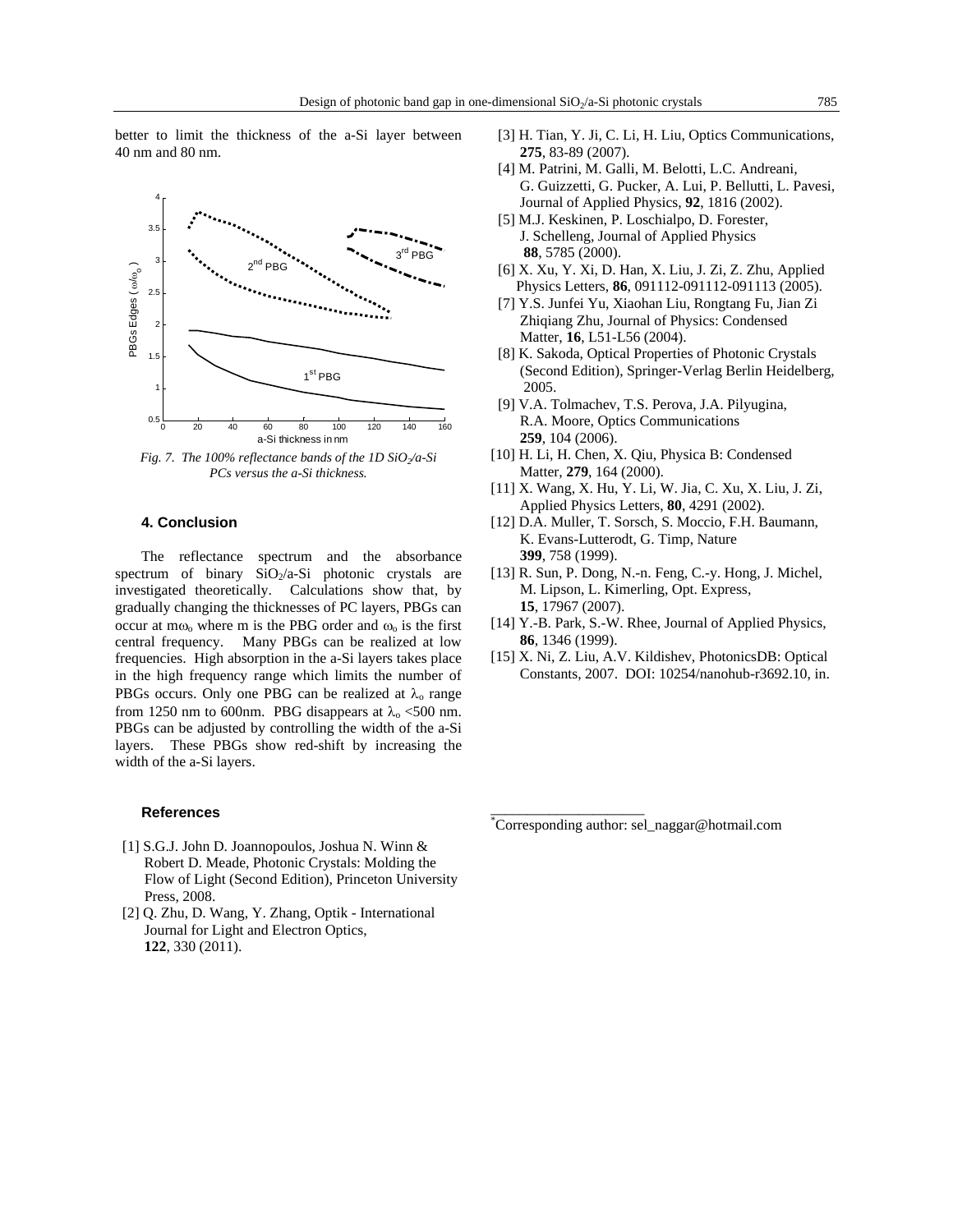better to limit the thickness of the a-Si layer between 40 nm and 80 nm.

PBGs Edges ( $\omega/\omega_o$ )

4
3.5
3
2.5
2
1.5
1
0.5

0 20 40 60 80 100 120 140 160

a-Si thickness in nm

$2^{nd}$ PBG

$3^{rd}$ PBG

$1^{st}$ PBG

*Fig. 7. The 100% reflectance bands of the 1D $SiO_2$/a-Si PCs versus the a-Si thickness.*

## 4. Conclusion

The reflectance spectrum and the absorbance spectrum of binary $SiO_2$/a-Si photonic crystals are investigated theoretically. Calculations show that, by gradually changing the thicknesses of PC layers, PBGs can occur at $m\omega_o$ where m is the PBG order and $\omega_o$ is the first central frequency. Many PBGs can be realized at low frequencies. High absorption in the a-Si layers takes place in the high frequency range which limits the number of PBGs occurs. Only one PBG can be realized at $\lambda_o$ range from 1250 nm to 600nm. PBG disappears at $\lambda_o$ <500 nm. PBGs can be adjusted by controlling the width of the a-Si layers. These PBGs show red-shift by increasing the width of the a-Si layers.

## References

[1] S.G.J. John D. Joannopoulos, Joshua N. Winn & Robert D. Meade, Photonic Crystals: Molding the Flow of Light (Second Edition), Princeton University Press, 2008.

[2] Q. Zhu, D. Wang, Y. Zhang, Optik - International Journal for Light and Electron Optics, **122**, 330 (2011).

[3] H. Tian, Y. Ji, C. Li, H. Liu, Optics Communications, **275**, 83-89 (2007).

[4] M. Patrini, M. Galli, M. Belotti, L.C. Andreani, G. Guizzetti, G. Pucker, A. Lui, P. Bellutti, L. Pavesi, Journal of Applied Physics, **92**, 1816 (2002).

[5] M.J. Keskinen, P. Loschialpo, D. Forester, J. Schelleng, Journal of Applied Physics **88**, 5785 (2000).

[6] X. Xu, Y. Xi, D. Han, X. Liu, J. Zi, Z. Zhu, Applied Physics Letters, **86**, 091112-091112-091113 (2005).

[7] Y.S. Junfei Yu, Xiaohan Liu, Rongtang Fu, Jian Zi Zhiqiang Zhu, Journal of Physics: Condensed Matter, **16**, L51-L56 (2004).

[8] K. Sakoda, Optical Properties of Photonic Crystals (Second Edition), Springer-Verlag Berlin Heidelberg, 2005.

[9] V.A. Tolmachev, T.S. Perova, J.A. Pilyugina, R.A. Moore, Optics Communications **259**, 104 (2006).

[10] H. Li, H. Chen, X. Qiu, Physica B: Condensed Matter, **279**, 164 (2000).

[11] X. Wang, X. Hu, Y. Li, W. Jia, C. Xu, X. Liu, J. Zi, Applied Physics Letters, **80**, 4291 (2002).

[12] D.A. Muller, T. Sorsch, S. Moccio, F.H. Baumann, K. Evans-Lutterodt, G. Timp, Nature **399**, 758 (1999).

[13] R. Sun, P. Dong, N.-n. Feng, C.-y. Hong, J. Michel, M. Lipson, L. Kimerling, Opt. Express, **15**, 17967 (2007).

[14] Y.-B. Park, S.-W. Rhee, Journal of Applied Physics, **86**, 1346 (1999).

[15] X. Ni, Z. Liu, A.V. Kildishev, PhotonicsDB: Optical Constants, 2007. DOI: 10254/nanohub-r3692.10, in.

______________________

[*]Corresponding author: sel_naggar@hotmail.com